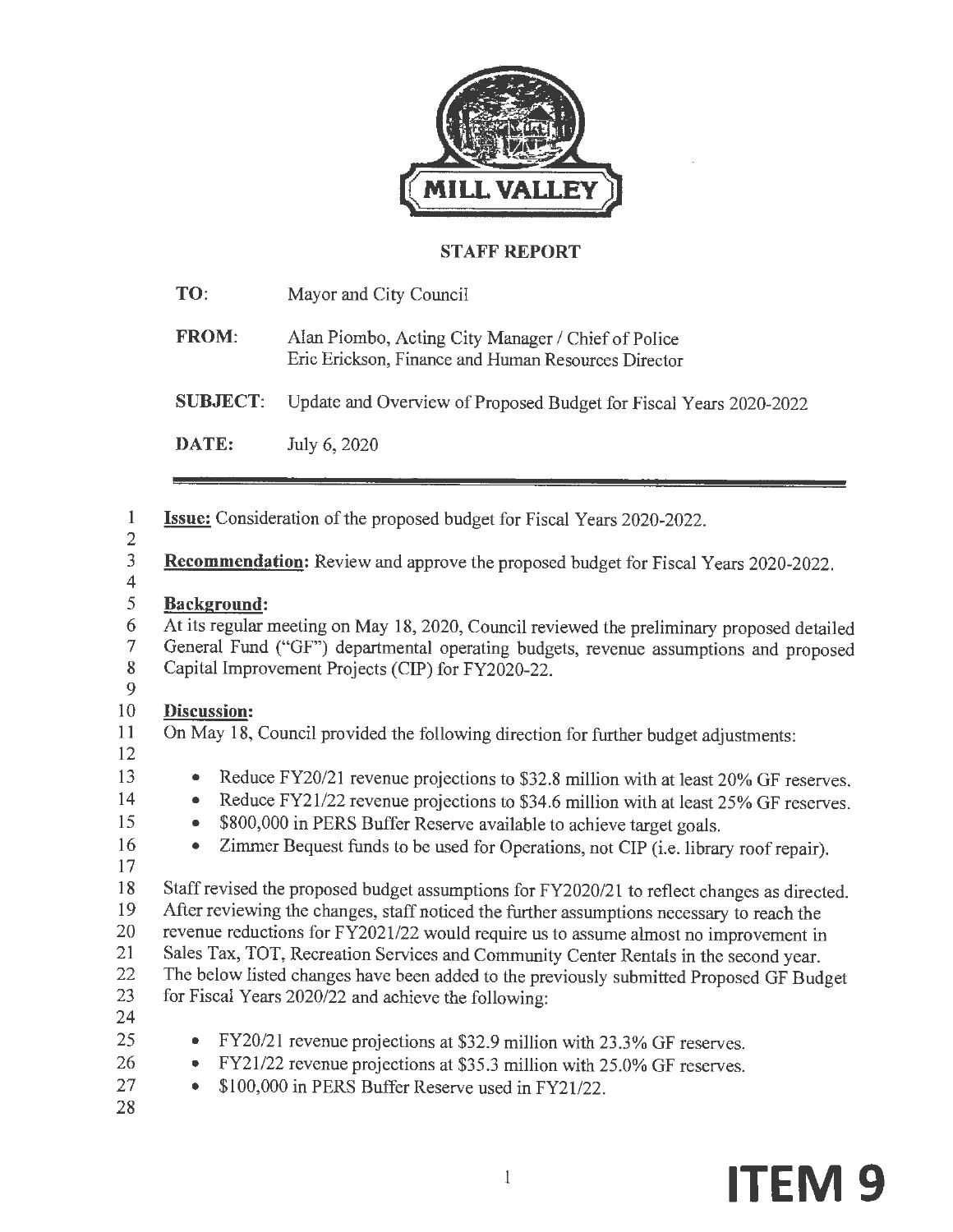MILL VALLEY

## STAFF REPORT

**TO:** Mayor and City Council

**FROM:** Alan Piombo, Acting City Manager / Chief of Police
Eric Erickson, Finance and Human Resources Director

**SUBJECT:** Update and Overview of Proposed Budget for Fiscal Years 2020-2022

**DATE:** July 6, 2020

---

**Issue:** Consideration of the proposed budget for Fiscal Years 2020-2022.

**Recommendation:** Review and approve the proposed budget for Fiscal Years 2020-2022.

**Background:**
At its regular meeting on May 18, 2020, Council reviewed the preliminary proposed detailed General Fund ("GF") departmental operating budgets, revenue assumptions and proposed Capital Improvement Projects (CIP) for FY2020-22.

**Discussion:**
On May 18, Council provided the following direction for further budget adjustments:

- Reduce FY20/21 revenue projections to $32.8 million with at least 20% GF reserves.
- Reduce FY21/22 revenue projections to $34.6 million with at least 25% GF reserves.
- $800,000 in PERS Buffer Reserve available to achieve target goals.
- Zimmer Bequest funds to be used for Operations, not CIP (i.e. library roof repair).

Staff revised the proposed budget assumptions for FY2020/21 to reflect changes as directed. After reviewing the changes, staff noticed the further assumptions necessary to reach the revenue reductions for FY2021/22 would require us to assume almost no improvement in Sales Tax, TOT, Recreation Services and Community Center Rentals in the second year. The below listed changes have been added to the previously submitted Proposed GF Budget for Fiscal Years 2020/22 and achieve the following:

- FY20/21 revenue projections at $32.9 million with 23.3% GF reserves.
- FY21/22 revenue projections at $35.3 million with 25.0% GF reserves.
- $100,000 in PERS Buffer Reserve used in FY21/22.

**ITEM 9**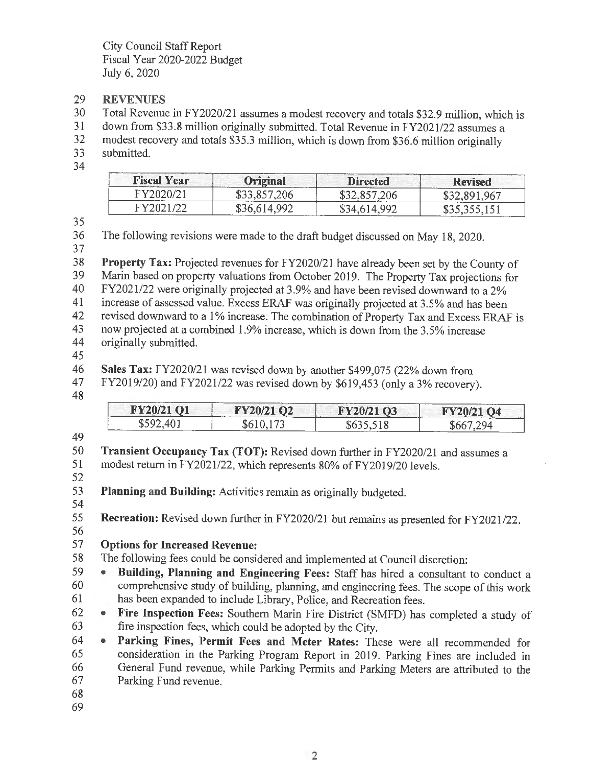City Council Staff Report
Fiscal Year 2020-2022 Budget
July 6, 2020

## REVENUES

Total Revenue in FY2020/21 assumes a modest recovery and totals $32.9 million, which is down from $33.8 million originally submitted. Total Revenue in FY2021/22 assumes a modest recovery and totals $35.3 million, which is down from $36.6 million originally submitted.

| Fiscal Year | Original | Directed | Revised |
|---|---|---|---|
| FY2020/21 | $33,857,206 | $32,857,206 | $32,891,967 |
| FY2021/22 | $36,614,992 | $34,614,992 | $35,355,151 |

The following revisions were made to the draft budget discussed on May 18, 2020.

**Property Tax:** Projected revenues for FY2020/21 have already been set by the County of Marin based on property valuations from October 2019. The Property Tax projections for FY2021/22 were originally projected at 3.9% and have been revised downward to a 2% increase of assessed value. Excess ERAF was originally projected at 3.5% and has been revised downward to a 1% increase. The combination of Property Tax and Excess ERAF is now projected at a combined 1.9% increase, which is down from the 3.5% increase originally submitted.

**Sales Tax:** FY2020/21 was revised down by another $499,075 (22% down from FY2019/20) and FY2021/22 was revised down by $619,453 (only a 3% recovery).

| FY20/21 Q1 | FY20/21 Q2 | FY20/21 Q3 | FY20/21 Q4 |
|---|---|---|---|
| $592,401 | $610,173 | $635,518 | $667,294 |

**Transient Occupancy Tax (TOT):** Revised down further in FY2020/21 and assumes a modest return in FY2021/22, which represents 80% of FY2019/20 levels.

**Planning and Building:** Activities remain as originally budgeted.

**Recreation:** Revised down further in FY2020/21 but remains as presented for FY2021/22.

**Options for Increased Revenue:**

The following fees could be considered and implemented at Council discretion:

- **Building, Planning and Engineering Fees:** Staff has hired a consultant to conduct a comprehensive study of building, planning, and engineering fees. The scope of this work has been expanded to include Library, Police, and Recreation fees.
- **Fire Inspection Fees:** Southern Marin Fire District (SMFD) has completed a study of fire inspection fees, which could be adopted by the City.
- **Parking Fines, Permit Fees and Meter Rates:** These were all recommended for consideration in the Parking Program Report in 2019. Parking Fines are included in General Fund revenue, while Parking Permits and Parking Meters are attributed to the Parking Fund revenue.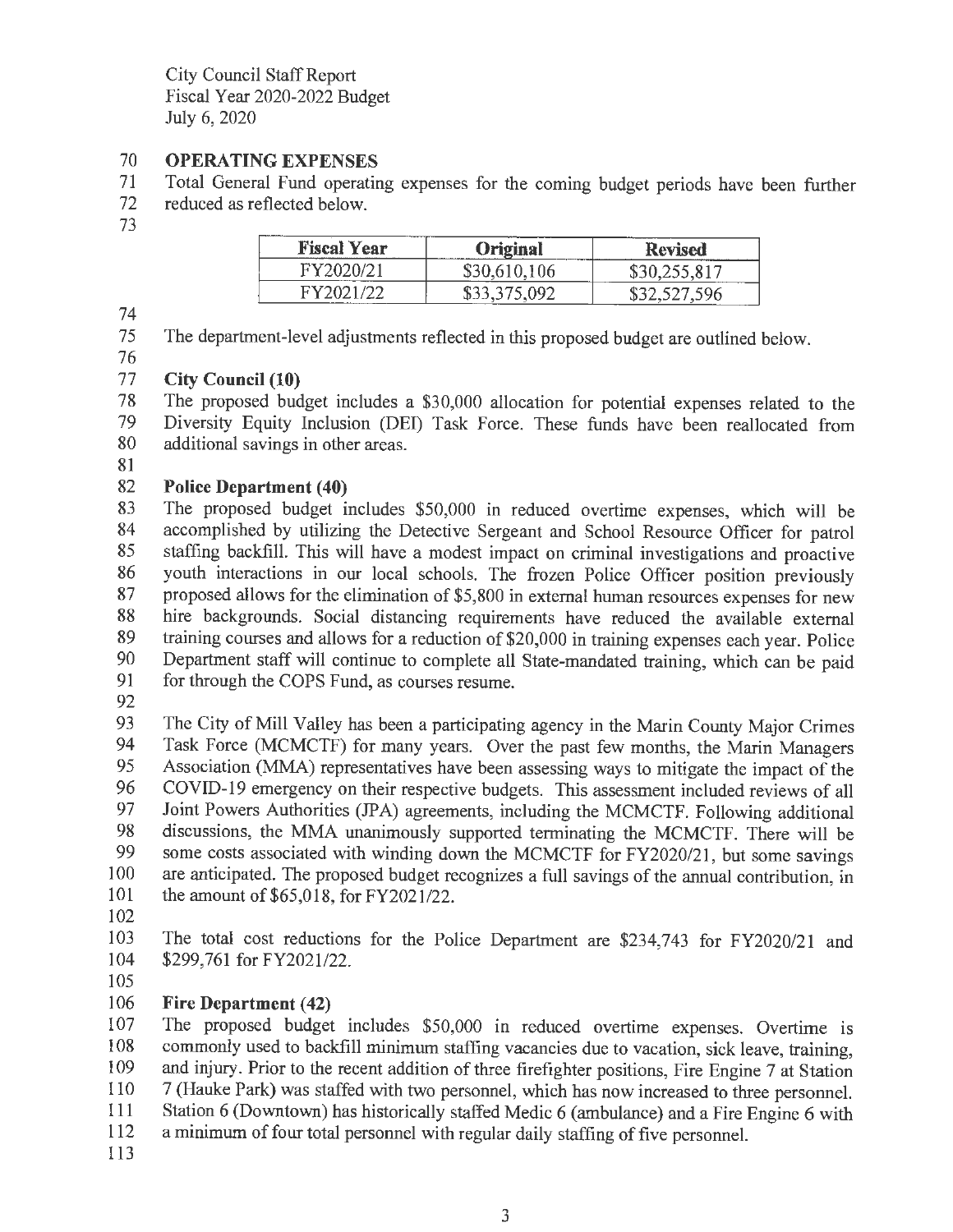City Council Staff Report
Fiscal Year 2020-2022 Budget
July 6, 2020

## OPERATING EXPENSES

Total General Fund operating expenses for the coming budget periods have been further reduced as reflected below.

| Fiscal Year | Original | Revised |
|---|---|---|
| FY2020/21 | $30,610,106 | $30,255,817 |
| FY2021/22 | $33,375,092 | $32,527,596 |

The department-level adjustments reflected in this proposed budget are outlined below.

### City Council (10)

The proposed budget includes a $30,000 allocation for potential expenses related to the Diversity Equity Inclusion (DEI) Task Force. These funds have been reallocated from additional savings in other areas.

### Police Department (40)

The proposed budget includes $50,000 in reduced overtime expenses, which will be accomplished by utilizing the Detective Sergeant and School Resource Officer for patrol staffing backfill. This will have a modest impact on criminal investigations and proactive youth interactions in our local schools. The frozen Police Officer position previously proposed allows for the elimination of $5,800 in external human resources expenses for new hire backgrounds. Social distancing requirements have reduced the available external training courses and allows for a reduction of $20,000 in training expenses each year. Police Department staff will continue to complete all State-mandated training, which can be paid for through the COPS Fund, as courses resume.

The City of Mill Valley has been a participating agency in the Marin County Major Crimes Task Force (MCMCTF) for many years. Over the past few months, the Marin Managers Association (MMA) representatives have been assessing ways to mitigate the impact of the COVID-19 emergency on their respective budgets. This assessment included reviews of all Joint Powers Authorities (JPA) agreements, including the MCMCTF. Following additional discussions, the MMA unanimously supported terminating the MCMCTF. There will be some costs associated with winding down the MCMCTF for FY2020/21, but some savings are anticipated. The proposed budget recognizes a full savings of the annual contribution, in the amount of $65,018, for FY2021/22.

The total cost reductions for the Police Department are $234,743 for FY2020/21 and $299,761 for FY2021/22.

### Fire Department (42)

The proposed budget includes $50,000 in reduced overtime expenses. Overtime is commonly used to backfill minimum staffing vacancies due to vacation, sick leave, training, and injury. Prior to the recent addition of three firefighter positions, Fire Engine 7 at Station 7 (Hauke Park) was staffed with two personnel, which has now increased to three personnel. Station 6 (Downtown) has historically staffed Medic 6 (ambulance) and a Fire Engine 6 with a minimum of four total personnel with regular daily staffing of five personnel.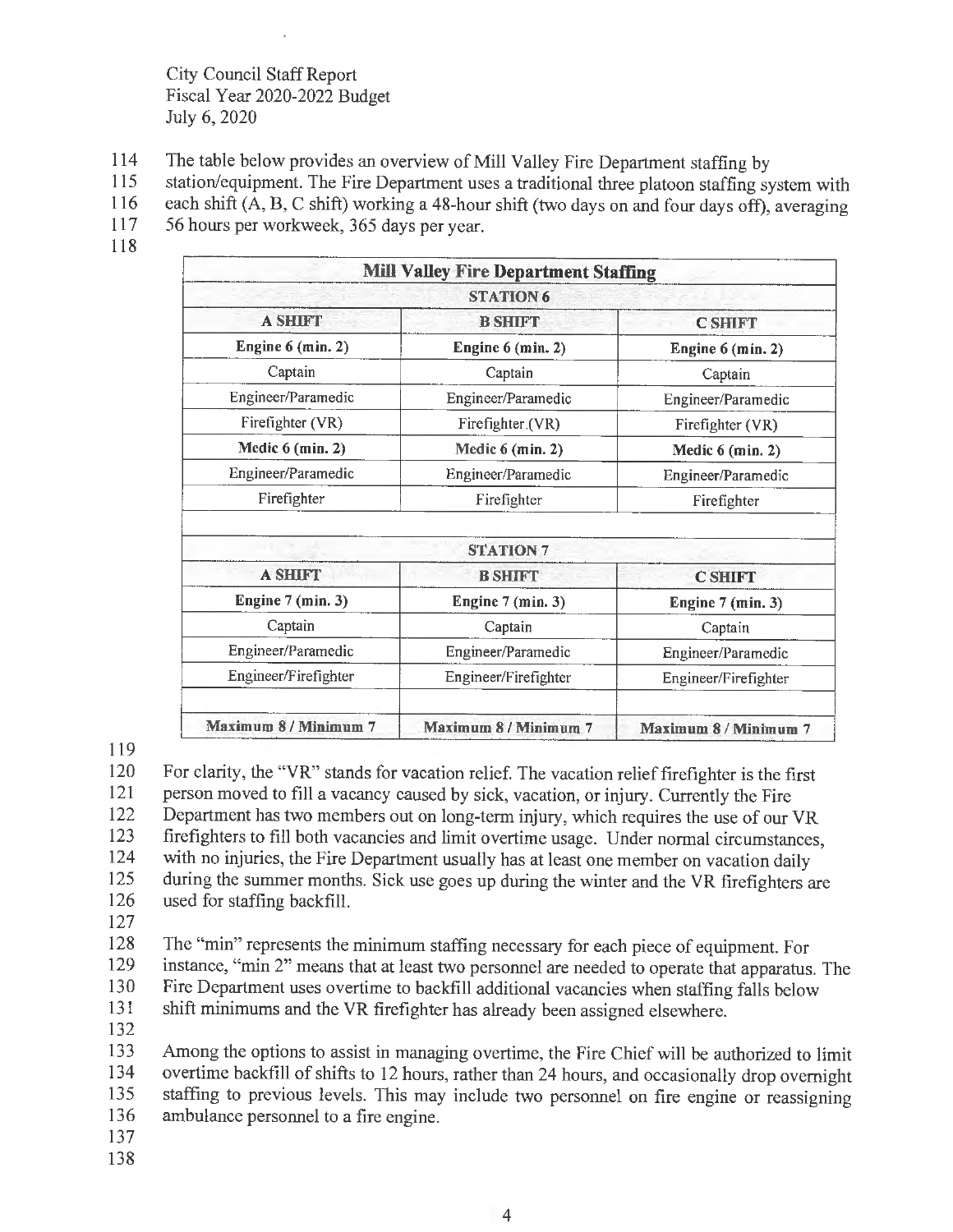City Council Staff Report
Fiscal Year 2020-2022 Budget
July 6, 2020

The table below provides an overview of Mill Valley Fire Department staffing by station/equipment. The Fire Department uses a traditional three platoon staffing system with each shift (A, B, C shift) working a 48-hour shift (two days on and four days off), averaging 56 hours per workweek, 365 days per year.

| **Mill Valley Fire Department Staffing** | | |
|---|---|---|
| **STATION 6** | | |
| **A SHIFT** | **B SHIFT** | **C SHIFT** |
| **Engine 6 (min. 2)** | **Engine 6 (min. 2)** | **Engine 6 (min. 2)** |
| Captain | Captain | Captain |
| Engineer/Paramedic | Engineer/Paramedic | Engineer/Paramedic |
| Firefighter (VR) | Firefighter (VR) | Firefighter (VR) |
| **Medic 6 (min. 2)** | **Medic 6 (min. 2)** | **Medic 6 (min. 2)** |
| Engineer/Paramedic | Engineer/Paramedic | Engineer/Paramedic |
| Firefighter | Firefighter | Firefighter |
| | | |
| **STATION 7** | | |
| **A SHIFT** | **B SHIFT** | **C SHIFT** |
| **Engine 7 (min. 3)** | **Engine 7 (min. 3)** | **Engine 7 (min. 3)** |
| Captain | Captain | Captain |
| Engineer/Paramedic | Engineer/Paramedic | Engineer/Paramedic |
| Engineer/Firefighter | Engineer/Firefighter | Engineer/Firefighter |
| | | |
| **Maximum 8 / Minimum 7** | **Maximum 8 / Minimum 7** | **Maximum 8 / Minimum 7** |

For clarity, the "VR" stands for vacation relief. The vacation relief firefighter is the first person moved to fill a vacancy caused by sick, vacation, or injury. Currently the Fire Department has two members out on long-term injury, which requires the use of our VR firefighters to fill both vacancies and limit overtime usage. Under normal circumstances, with no injuries, the Fire Department usually has at least one member on vacation daily during the summer months. Sick use goes up during the winter and the VR firefighters are used for staffing backfill.

The "min" represents the minimum staffing necessary for each piece of equipment. For instance, "min 2" means that at least two personnel are needed to operate that apparatus. The Fire Department uses overtime to backfill additional vacancies when staffing falls below shift minimums and the VR firefighter has already been assigned elsewhere.

Among the options to assist in managing overtime, the Fire Chief will be authorized to limit overtime backfill of shifts to 12 hours, rather than 24 hours, and occasionally drop overnight staffing to previous levels. This may include two personnel on fire engine or reassigning ambulance personnel to a fire engine.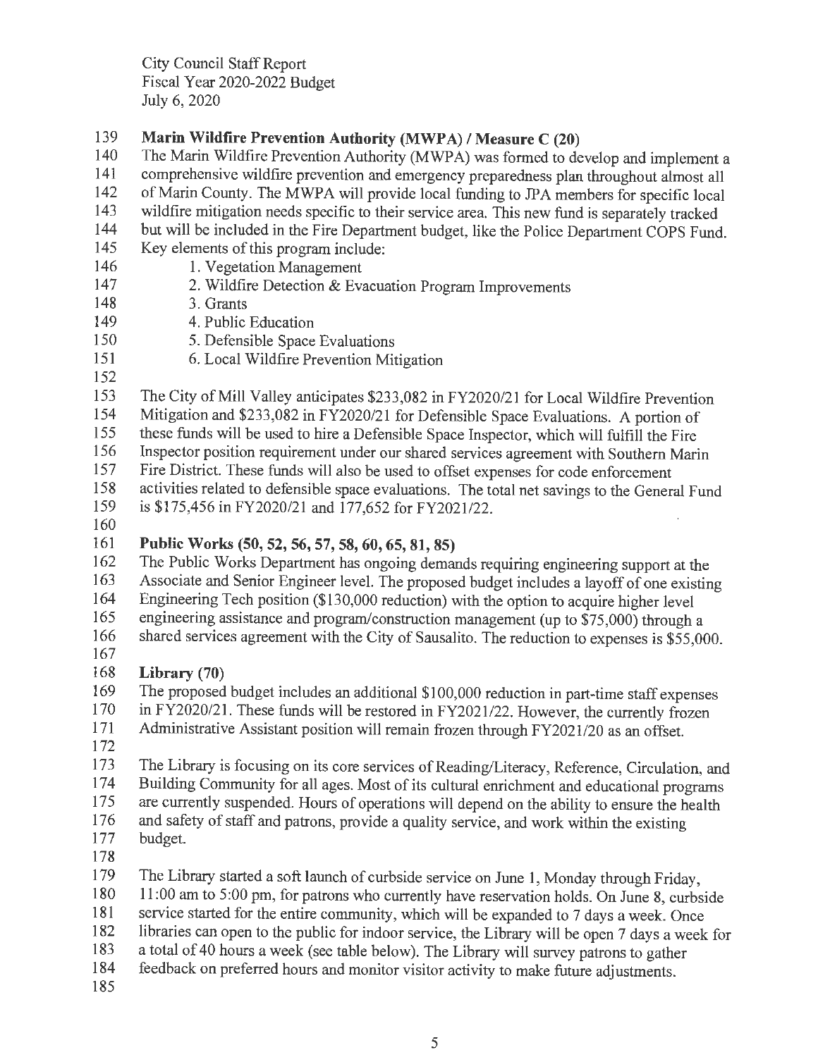**Marin Wildfire Prevention Authority (MWPA) / Measure C (20)**

The Marin Wildfire Prevention Authority (MWPA) was formed to develop and implement a comprehensive wildfire prevention and emergency preparedness plan throughout almost all of Marin County. The MWPA will provide local funding to JPA members for specific local wildfire mitigation needs specific to their service area. This new fund is separately tracked but will be included in the Fire Department budget, like the Police Department COPS Fund. Key elements of this program include:

1. Vegetation Management
2. Wildfire Detection & Evacuation Program Improvements
3. Grants
4. Public Education
5. Defensible Space Evaluations
6. Local Wildfire Prevention Mitigation

The City of Mill Valley anticipates $233,082 in FY2020/21 for Local Wildfire Prevention Mitigation and $233,082 in FY2020/21 for Defensible Space Evaluations. A portion of these funds will be used to hire a Defensible Space Inspector, which will fulfill the Fire Inspector position requirement under our shared services agreement with Southern Marin Fire District. These funds will also be used to offset expenses for code enforcement activities related to defensible space evaluations. The total net savings to the General Fund is $175,456 in FY2020/21 and 177,652 for FY2021/22.

**Public Works (50, 52, 56, 57, 58, 60, 65, 81, 85)**

The Public Works Department has ongoing demands requiring engineering support at the Associate and Senior Engineer level. The proposed budget includes a layoff of one existing Engineering Tech position ($130,000 reduction) with the option to acquire higher level engineering assistance and program/construction management (up to $75,000) through a shared services agreement with the City of Sausalito. The reduction to expenses is $55,000.

**Library (70)**

The proposed budget includes an additional $100,000 reduction in part-time staff expenses in FY2020/21. These funds will be restored in FY2021/22. However, the currently frozen Administrative Assistant position will remain frozen through FY2021/20 as an offset.

The Library is focusing on its core services of Reading/Literacy, Reference, Circulation, and Building Community for all ages. Most of its cultural enrichment and educational programs are currently suspended. Hours of operations will depend on the ability to ensure the health and safety of staff and patrons, provide a quality service, and work within the existing budget.

The Library started a soft launch of curbside service on June 1, Monday through Friday, 11:00 am to 5:00 pm, for patrons who currently have reservation holds. On June 8, curbside service started for the entire community, which will be expanded to 7 days a week. Once libraries can open to the public for indoor service, the Library will be open 7 days a week for a total of 40 hours a week (see table below). The Library will survey patrons to gather feedback on preferred hours and monitor visitor activity to make future adjustments.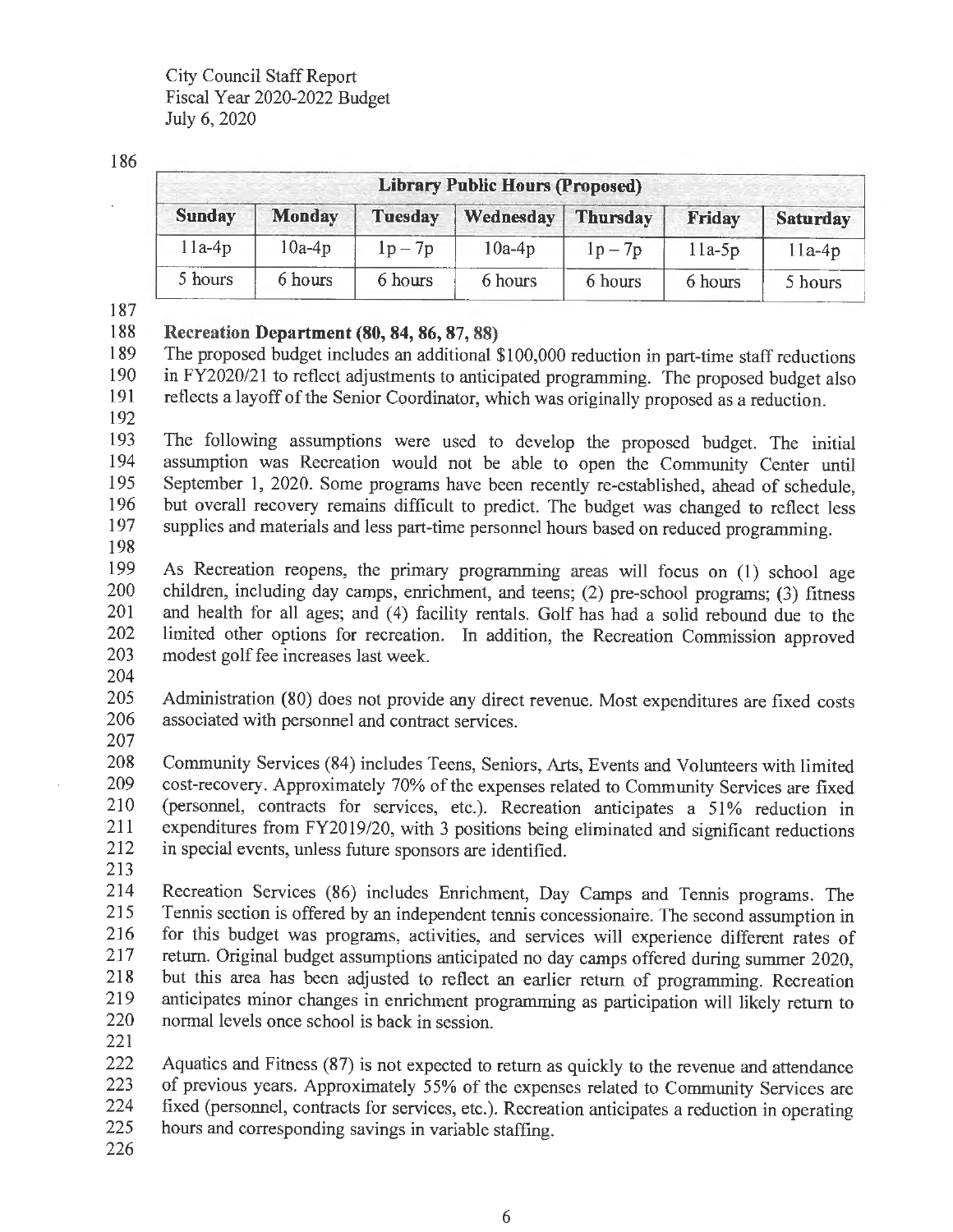| Library Public Hours (Proposed) | | | | | | |
|---|---|---|---|---|---|---|
| **Sunday** | **Monday** | **Tuesday** | **Wednesday** | **Thursday** | **Friday** | **Saturday** |
| 11a-4p | 10a-4p | 1p – 7p | 10a-4p | 1p – 7p | 11a-5p | 11a-4p |
| 5 hours | 6 hours | 6 hours | 6 hours | 6 hours | 6 hours | 5 hours |

**Recreation Department (80, 84, 86, 87, 88)**

The proposed budget includes an additional $100,000 reduction in part-time staff reductions in FY2020/21 to reflect adjustments to anticipated programming. The proposed budget also reflects a layoff of the Senior Coordinator, which was originally proposed as a reduction.

The following assumptions were used to develop the proposed budget. The initial assumption was Recreation would not be able to open the Community Center until September 1, 2020. Some programs have been recently re-established, ahead of schedule, but overall recovery remains difficult to predict. The budget was changed to reflect less supplies and materials and less part-time personnel hours based on reduced programming.

As Recreation reopens, the primary programming areas will focus on (1) school age children, including day camps, enrichment, and teens; (2) pre-school programs; (3) fitness and health for all ages; and (4) facility rentals. Golf has had a solid rebound due to the limited other options for recreation. In addition, the Recreation Commission approved modest golf fee increases last week.

Administration (80) does not provide any direct revenue. Most expenditures are fixed costs associated with personnel and contract services.

Community Services (84) includes Teens, Seniors, Arts, Events and Volunteers with limited cost-recovery. Approximately 70% of the expenses related to Community Services are fixed (personnel, contracts for services, etc.). Recreation anticipates a 51% reduction in expenditures from FY2019/20, with 3 positions being eliminated and significant reductions in special events, unless future sponsors are identified.

Recreation Services (86) includes Enrichment, Day Camps and Tennis programs. The Tennis section is offered by an independent tennis concessionaire. The second assumption in for this budget was programs, activities, and services will experience different rates of return. Original budget assumptions anticipated no day camps offered during summer 2020, but this area has been adjusted to reflect an earlier return of programming. Recreation anticipates minor changes in enrichment programming as participation will likely return to normal levels once school is back in session.

Aquatics and Fitness (87) is not expected to return as quickly to the revenue and attendance of previous years. Approximately 55% of the expenses related to Community Services are fixed (personnel, contracts for services, etc.). Recreation anticipates a reduction in operating hours and corresponding savings in variable staffing.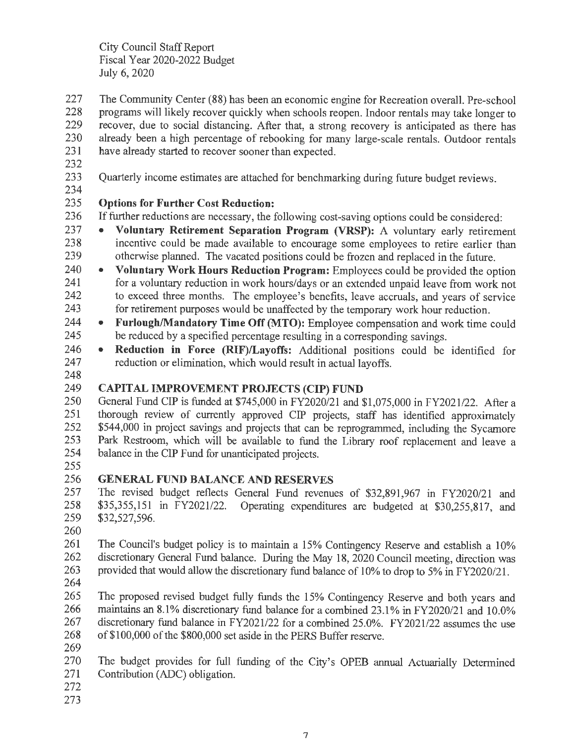The Community Center (88) has been an economic engine for Recreation overall. Pre-school programs will likely recover quickly when schools reopen. Indoor rentals may take longer to recover, due to social distancing. After that, a strong recovery is anticipated as there has already been a high percentage of rebooking for many large-scale rentals. Outdoor rentals have already started to recover sooner than expected.

Quarterly income estimates are attached for benchmarking during future budget reviews.

**Options for Further Cost Reduction:**

If further reductions are necessary, the following cost-saving options could be considered:

- **Voluntary Retirement Separation Program (VRSP):** A voluntary early retirement incentive could be made available to encourage some employees to retire earlier than otherwise planned. The vacated positions could be frozen and replaced in the future.
- **Voluntary Work Hours Reduction Program:** Employees could be provided the option for a voluntary reduction in work hours/days or an extended unpaid leave from work not to exceed three months. The employee's benefits, leave accruals, and years of service for retirement purposes would be unaffected by the temporary work hour reduction.
- **Furlough/Mandatory Time Off (MTO):** Employee compensation and work time could be reduced by a specified percentage resulting in a corresponding savings.
- **Reduction in Force (RIF)/Layoffs:** Additional positions could be identified for reduction or elimination, which would result in actual layoffs.

## CAPITAL IMPROVEMENT PROJECTS (CIP) FUND

General Fund CIP is funded at $745,000 in FY2020/21 and $1,075,000 in FY2021/22. After a thorough review of currently approved CIP projects, staff has identified approximately $544,000 in project savings and projects that can be reprogrammed, including the Sycamore Park Restroom, which will be available to fund the Library roof replacement and leave a balance in the CIP Fund for unanticipated projects.

## GENERAL FUND BALANCE AND RESERVES

The revised budget reflects General Fund revenues of $32,891,967 in FY2020/21 and $35,355,151 in FY2021/22. Operating expenditures are budgeted at $30,255,817, and $32,527,596.

The Council's budget policy is to maintain a 15% Contingency Reserve and establish a 10% discretionary General Fund balance. During the May 18, 2020 Council meeting, direction was provided that would allow the discretionary fund balance of 10% to drop to 5% in FY2020/21.

The proposed revised budget fully funds the 15% Contingency Reserve and both years and maintains an 8.1% discretionary fund balance for a combined 23.1% in FY2020/21 and 10.0% discretionary fund balance in FY2021/22 for a combined 25.0%. FY2021/22 assumes the use of $100,000 of the $800,000 set aside in the PERS Buffer reserve.

The budget provides for full funding of the City's OPEB annual Actuarially Determined Contribution (ADC) obligation.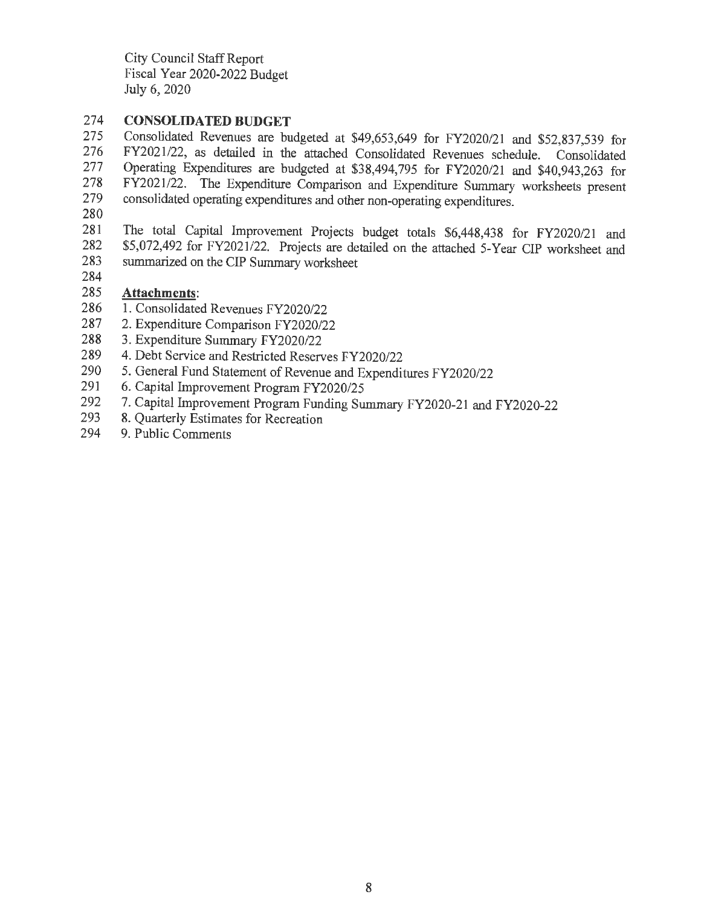## CONSOLIDATED BUDGET

Consolidated Revenues are budgeted at $49,653,649 for FY2020/21 and $52,837,539 for FY2021/22, as detailed in the attached Consolidated Revenues schedule. Consolidated Operating Expenditures are budgeted at $38,494,795 for FY2020/21 and $40,943,263 for FY2021/22. The Expenditure Comparison and Expenditure Summary worksheets present consolidated operating expenditures and other non-operating expenditures.

The total Capital Improvement Projects budget totals $6,448,438 for FY2020/21 and $5,072,492 for FY2021/22. Projects are detailed on the attached 5-Year CIP worksheet and summarized on the CIP Summary worksheet

**Attachments**:

1. Consolidated Revenues FY2020/22
2. Expenditure Comparison FY2020/22
3. Expenditure Summary FY2020/22
4. Debt Service and Restricted Reserves FY2020/22
5. General Fund Statement of Revenue and Expenditures FY2020/22
6. Capital Improvement Program FY2020/25
7. Capital Improvement Program Funding Summary FY2020-21 and FY2020-22
8. Quarterly Estimates for Recreation
9. Public Comments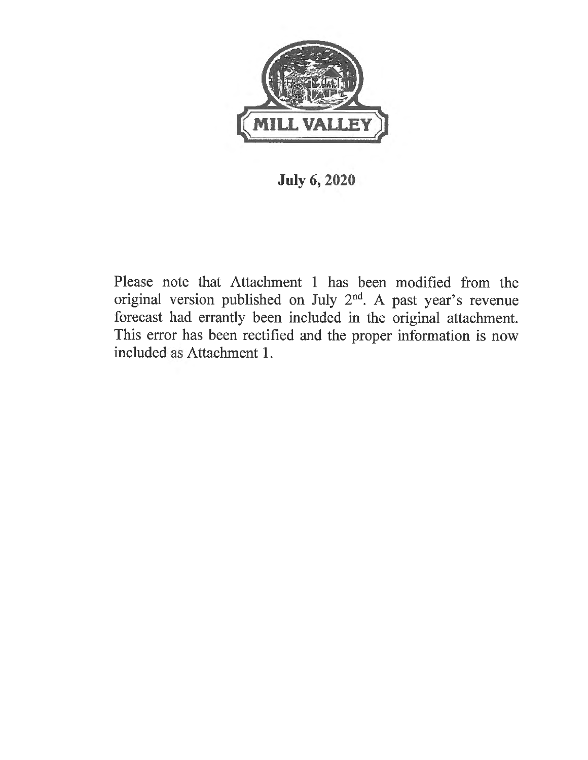MILL VALLEY

**July 6, 2020**

Please note that Attachment 1 has been modified from the original version published on July 2nd. A past year's revenue forecast had errantly been included in the original attachment. This error has been rectified and the proper information is now included as Attachment 1.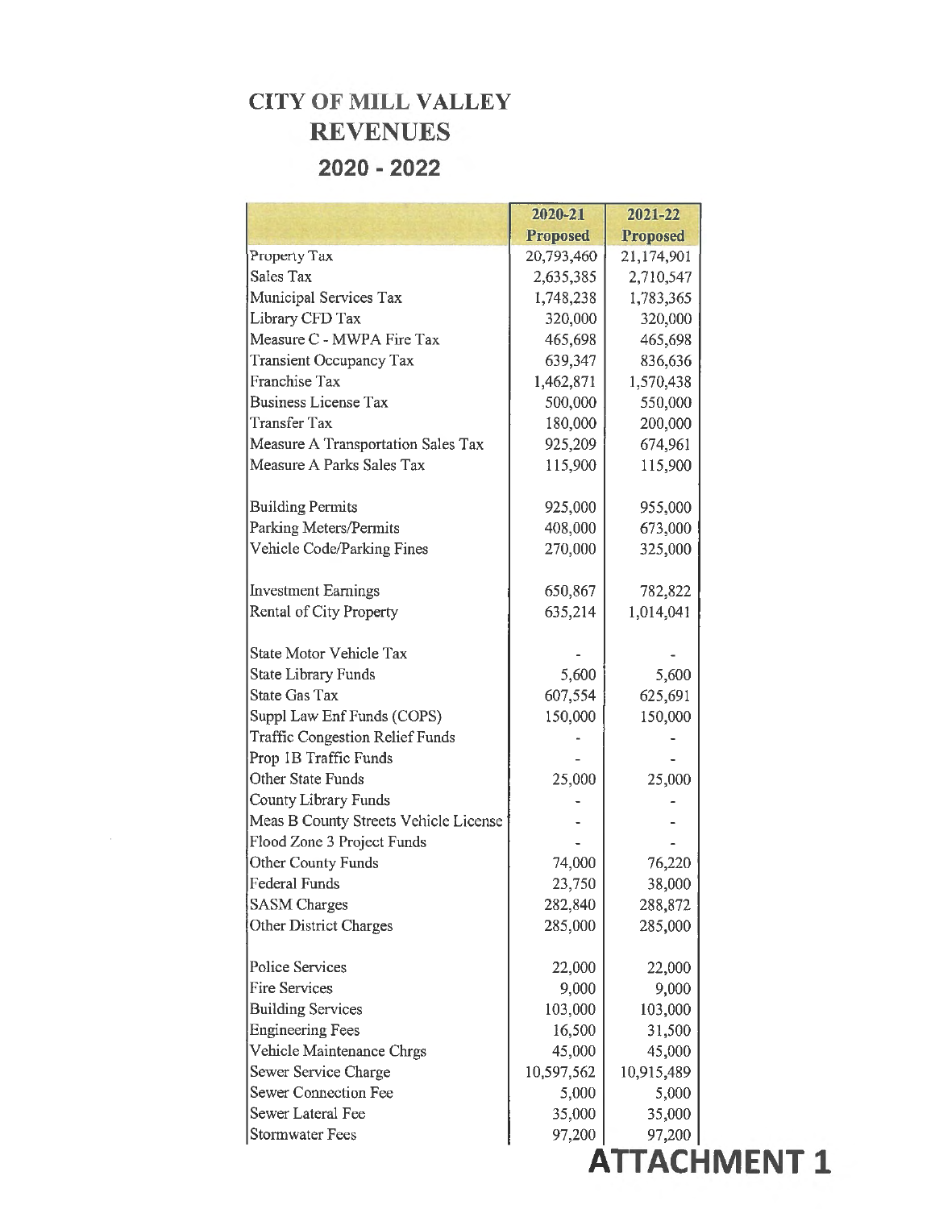# CITY OF MILL VALLEY
## REVENUES
## 2020 - 2022

| | 2020-21 Proposed | 2021-22 Proposed |
|---|---|---|
| Property Tax | 20,793,460 | 21,174,901 |
| Sales Tax | 2,635,385 | 2,710,547 |
| Municipal Services Tax | 1,748,238 | 1,783,365 |
| Library CFD Tax | 320,000 | 320,000 |
| Measure C - MWPA Fire Tax | 465,698 | 465,698 |
| Transient Occupancy Tax | 639,347 | 836,636 |
| Franchise Tax | 1,462,871 | 1,570,438 |
| Business License Tax | 500,000 | 550,000 |
| Transfer Tax | 180,000 | 200,000 |
| Measure A Transportation Sales Tax | 925,209 | 674,961 |
| Measure A Parks Sales Tax | 115,900 | 115,900 |
| | | |
| Building Permits | 925,000 | 955,000 |
| Parking Meters/Permits | 408,000 | 673,000 |
| Vehicle Code/Parking Fines | 270,000 | 325,000 |
| | | |
| Investment Earnings | 650,867 | 782,822 |
| Rental of City Property | 635,214 | 1,014,041 |
| | | |
| State Motor Vehicle Tax | - | - |
| State Library Funds | 5,600 | 5,600 |
| State Gas Tax | 607,554 | 625,691 |
| Suppl Law Enf Funds (COPS) | 150,000 | 150,000 |
| Traffic Congestion Relief Funds | - | - |
| Prop 1B Traffic Funds | - | - |
| Other State Funds | 25,000 | 25,000 |
| County Library Funds | - | - |
| Meas B County Streets Vehicle License | - | - |
| Flood Zone 3 Project Funds | - | - |
| Other County Funds | 74,000 | 76,220 |
| Federal Funds | 23,750 | 38,000 |
| SASM Charges | 282,840 | 288,872 |
| Other District Charges | 285,000 | 285,000 |
| | | |
| Police Services | 22,000 | 22,000 |
| Fire Services | 9,000 | 9,000 |
| Building Services | 103,000 | 103,000 |
| Engineering Fees | 16,500 | 31,500 |
| Vehicle Maintenance Chrgs | 45,000 | 45,000 |
| Sewer Service Charge | 10,597,562 | 10,915,489 |
| Sewer Connection Fee | 5,000 | 5,000 |
| Sewer Lateral Fee | 35,000 | 35,000 |
| Stormwater Fees | 97,200 | 97,200 |

**ATTACHMENT 1**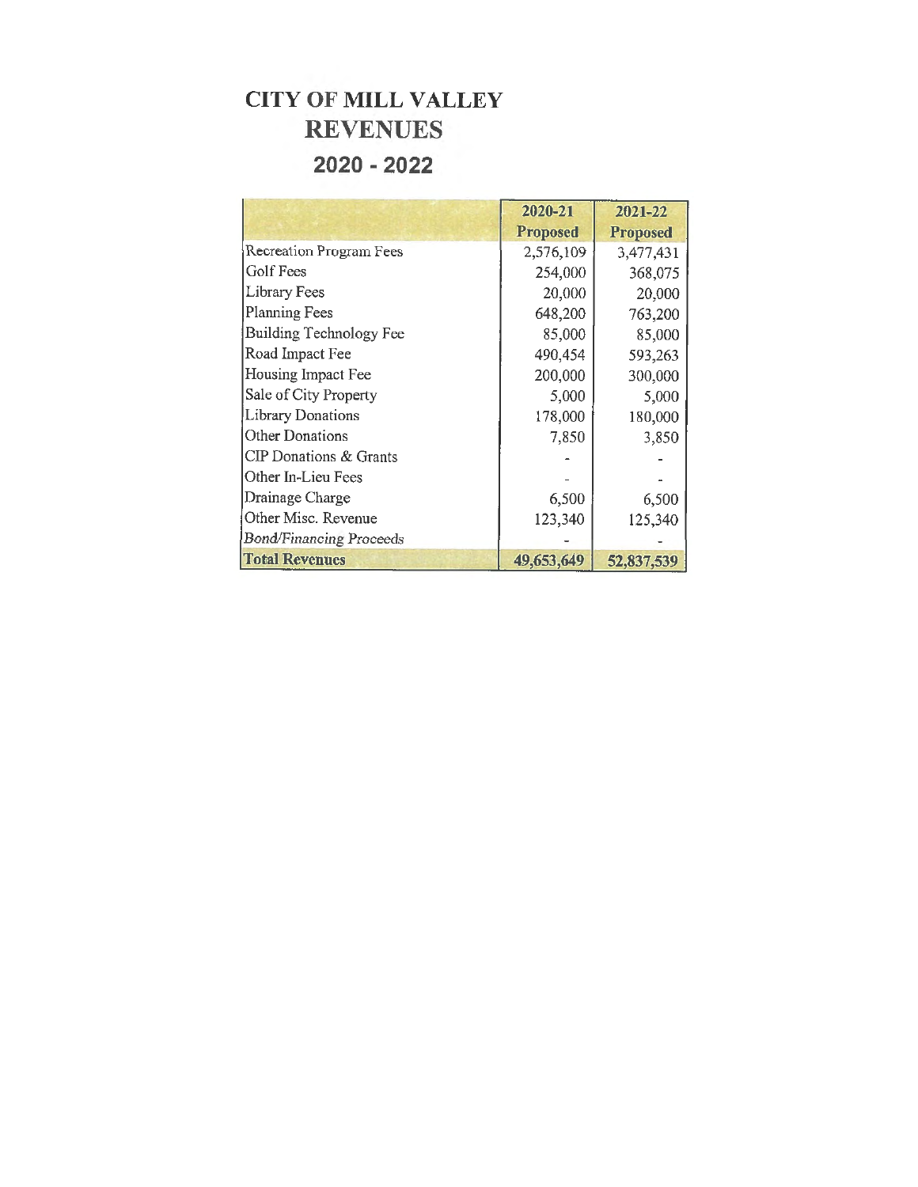# CITY OF MILL VALLEY
## REVENUES
## 2020 - 2022

| | 2020-21 Proposed | 2021-22 Proposed |
|---|---|---|
| Recreation Program Fees | 2,576,109 | 3,477,431 |
| Golf Fees | 254,000 | 368,075 |
| Library Fees | 20,000 | 20,000 |
| Planning Fees | 648,200 | 763,200 |
| Building Technology Fee | 85,000 | 85,000 |
| Road Impact Fee | 490,454 | 593,263 |
| Housing Impact Fee | 200,000 | 300,000 |
| Sale of City Property | 5,000 | 5,000 |
| Library Donations | 178,000 | 180,000 |
| Other Donations | 7,850 | 3,850 |
| CIP Donations & Grants | - | - |
| Other In-Lieu Fees | - | - |
| Drainage Charge | 6,500 | 6,500 |
| Other Misc. Revenue | 123,340 | 125,340 |
| *Bond/Financing Proceeds* | - | - |
| **Total Revenues** | **49,653,649** | **52,837,539** |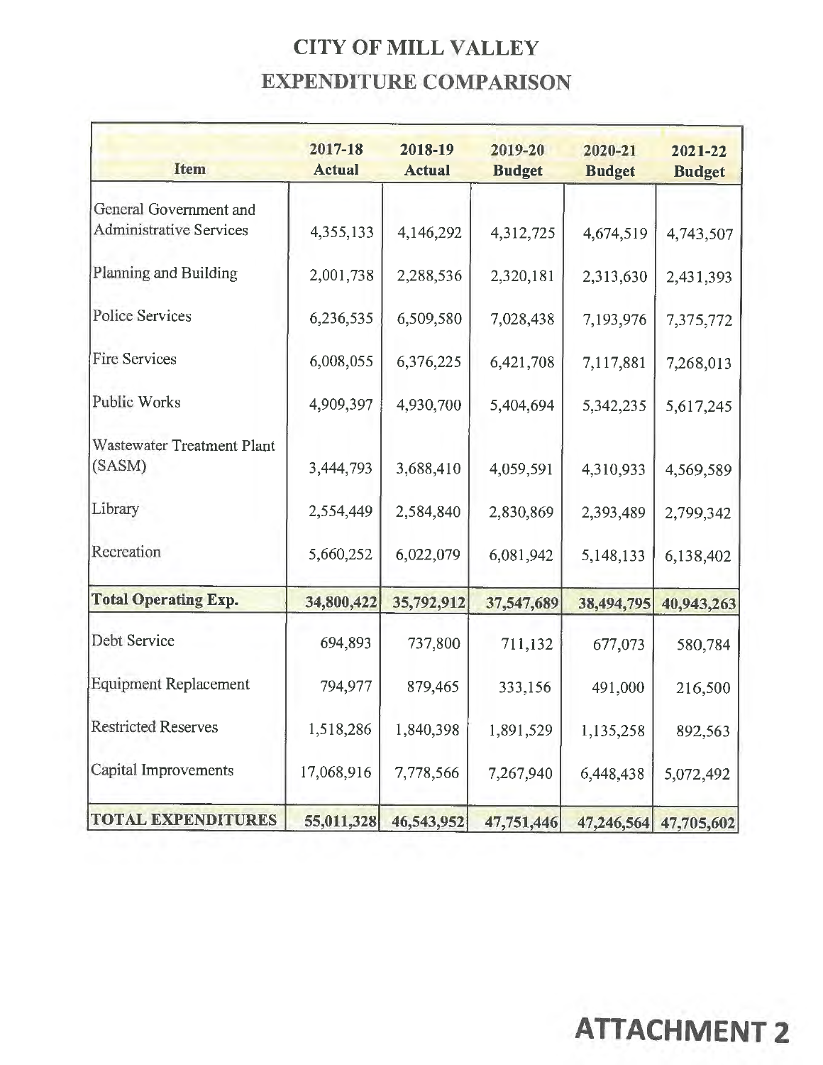# CITY OF MILL VALLEY

## EXPENDITURE COMPARISON

| Item | 2017-18 Actual | 2018-19 Actual | 2019-20 Budget | 2020-21 Budget | 2021-22 Budget |
|---|---|---|---|---|---|
| General Government and Administrative Services | 4,355,133 | 4,146,292 | 4,312,725 | 4,674,519 | 4,743,507 |
| Planning and Building | 2,001,738 | 2,288,536 | 2,320,181 | 2,313,630 | 2,431,393 |
| Police Services | 6,236,535 | 6,509,580 | 7,028,438 | 7,193,976 | 7,375,772 |
| Fire Services | 6,008,055 | 6,376,225 | 6,421,708 | 7,117,881 | 7,268,013 |
| Public Works | 4,909,397 | 4,930,700 | 5,404,694 | 5,342,235 | 5,617,245 |
| Wastewater Treatment Plant (SASM) | 3,444,793 | 3,688,410 | 4,059,591 | 4,310,933 | 4,569,589 |
| Library | 2,554,449 | 2,584,840 | 2,830,869 | 2,393,489 | 2,799,342 |
| Recreation | 5,660,252 | 6,022,079 | 6,081,942 | 5,148,133 | 6,138,402 |
| **Total Operating Exp.** | **34,800,422** | **35,792,912** | **37,547,689** | **38,494,795** | **40,943,263** |
| Debt Service | 694,893 | 737,800 | 711,132 | 677,073 | 580,784 |
| Equipment Replacement | 794,977 | 879,465 | 333,156 | 491,000 | 216,500 |
| Restricted Reserves | 1,518,286 | 1,840,398 | 1,891,529 | 1,135,258 | 892,563 |
| Capital Improvements | 17,068,916 | 7,778,566 | 7,267,940 | 6,448,438 | 5,072,492 |
| **TOTAL EXPENDITURES** | **55,011,328** | **46,543,952** | **47,751,446** | **47,246,564** | **47,705,602** |

**ATTACHMENT 2**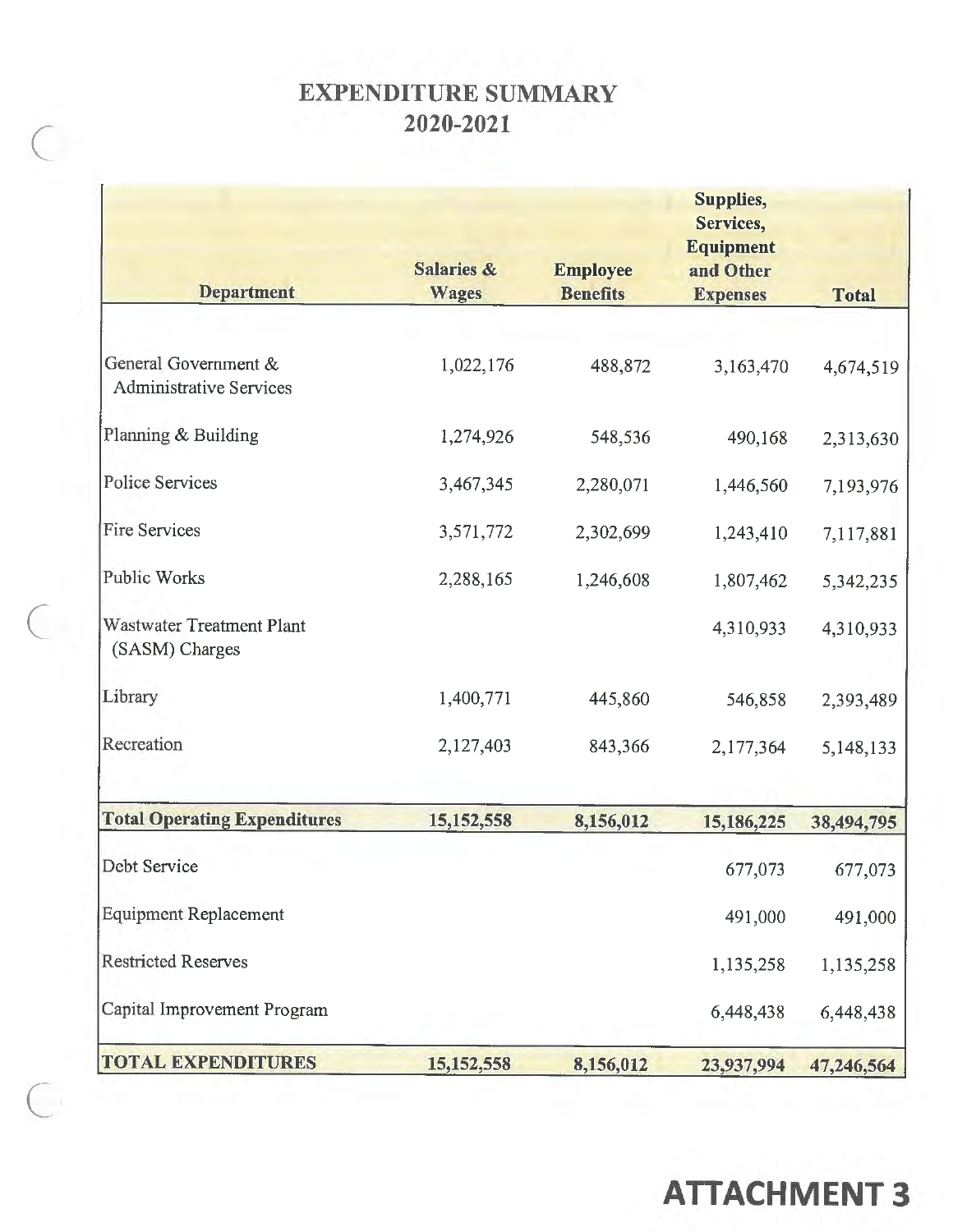# EXPENDITURE SUMMARY
## 2020-2021

| Department | Salaries & Wages | Employee Benefits | Supplies, Services, Equipment and Other Expenses | Total |
|---|---|---|---|---|
| General Government & Administrative Services | 1,022,176 | 488,872 | 3,163,470 | 4,674,519 |
| Planning & Building | 1,274,926 | 548,536 | 490,168 | 2,313,630 |
| Police Services | 3,467,345 | 2,280,071 | 1,446,560 | 7,193,976 |
| Fire Services | 3,571,772 | 2,302,699 | 1,243,410 | 7,117,881 |
| Public Works | 2,288,165 | 1,246,608 | 1,807,462 | 5,342,235 |
| Wastwater Treatment Plant (SASM) Charges | | | 4,310,933 | 4,310,933 |
| Library | 1,400,771 | 445,860 | 546,858 | 2,393,489 |
| Recreation | 2,127,403 | 843,366 | 2,177,364 | 5,148,133 |
| **Total Operating Expenditures** | **15,152,558** | **8,156,012** | **15,186,225** | **38,494,795** |
| Debt Service | | | 677,073 | 677,073 |
| Equipment Replacement | | | 491,000 | 491,000 |
| Restricted Reserves | | | 1,135,258 | 1,135,258 |
| Capital Improvement Program | | | 6,448,438 | 6,448,438 |
| **TOTAL EXPENDITURES** | **15,152,558** | **8,156,012** | **23,937,994** | **47,246,564** |

**ATTACHMENT 3**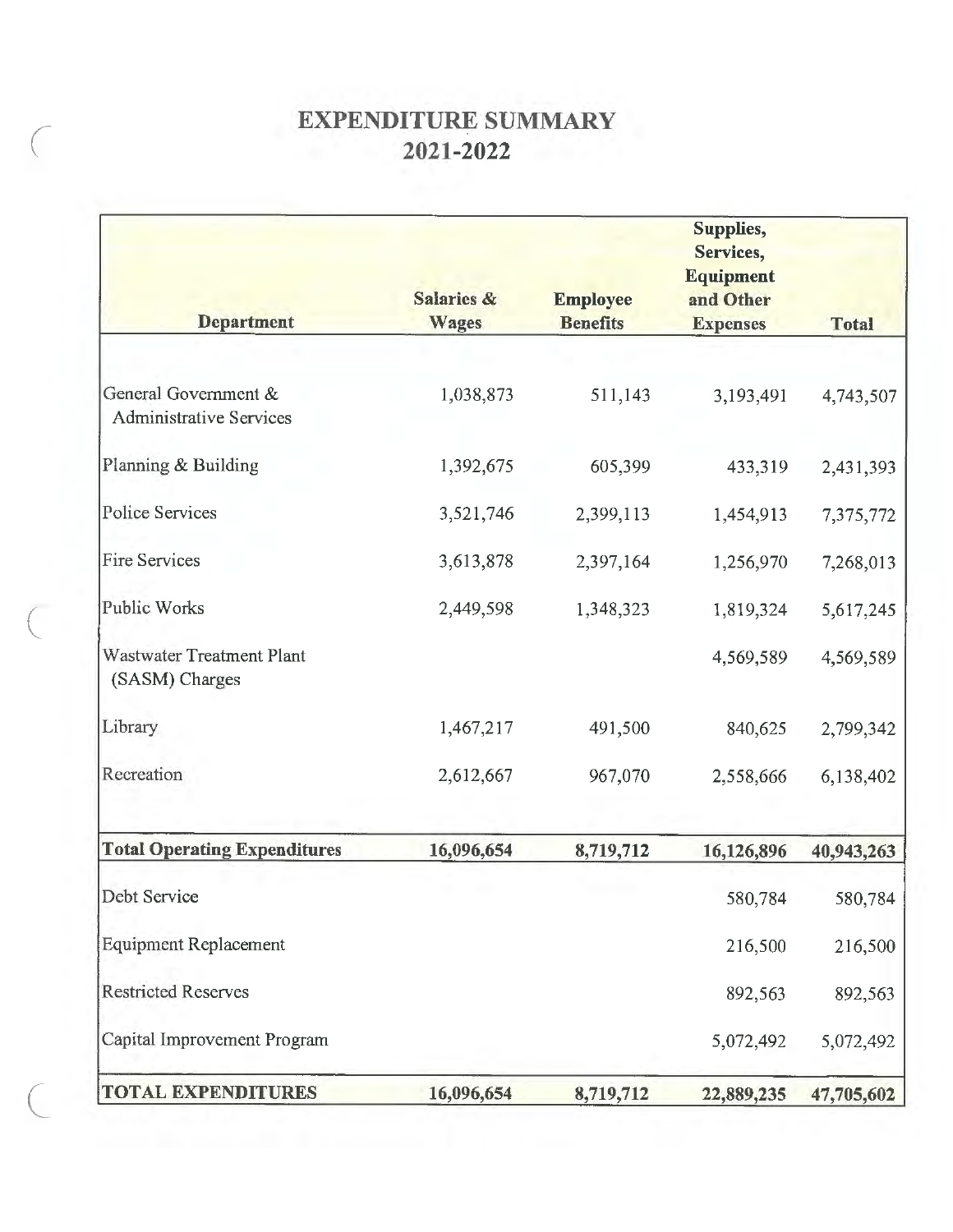# EXPENDITURE SUMMARY
# 2021-2022

| Department | Salaries & Wages | Employee Benefits | Supplies, Services, Equipment and Other Expenses | Total |
|---|---|---|---|---|
| General Government & Administrative Services | 1,038,873 | 511,143 | 3,193,491 | 4,743,507 |
| Planning & Building | 1,392,675 | 605,399 | 433,319 | 2,431,393 |
| Police Services | 3,521,746 | 2,399,113 | 1,454,913 | 7,375,772 |
| Fire Services | 3,613,878 | 2,397,164 | 1,256,970 | 7,268,013 |
| Public Works | 2,449,598 | 1,348,323 | 1,819,324 | 5,617,245 |
| Wastewater Treatment Plant (SASM) Charges | | | 4,569,589 | 4,569,589 |
| Library | 1,467,217 | 491,500 | 840,625 | 2,799,342 |
| Recreation | 2,612,667 | 967,070 | 2,558,666 | 6,138,402 |
| **Total Operating Expenditures** | **16,096,654** | **8,719,712** | **16,126,896** | **40,943,263** |
| Debt Service | | | 580,784 | 580,784 |
| Equipment Replacement | | | 216,500 | 216,500 |
| Restricted Reserves | | | 892,563 | 892,563 |
| Capital Improvement Program | | | 5,072,492 | 5,072,492 |
| **TOTAL EXPENDITURES** | **16,096,654** | **8,719,712** | **22,889,235** | **47,705,602** |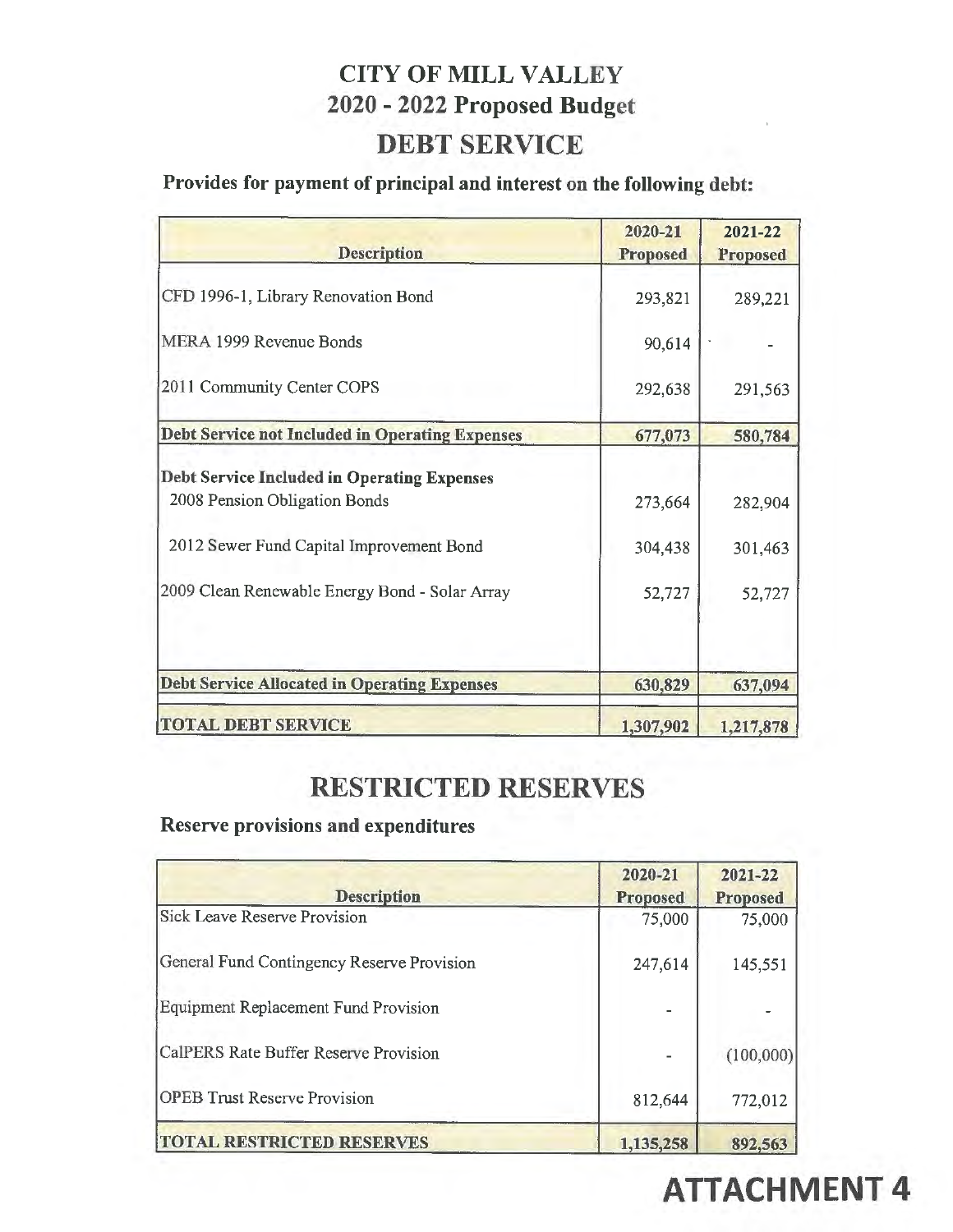# CITY OF MILL VALLEY

## 2020 - 2022 Proposed Budget

# DEBT SERVICE

**Provides for payment of principal and interest on the following debt:**

| Description | 2020-21 Proposed | 2021-22 Proposed |
|---|---|---|
| CFD 1996-1, Library Renovation Bond | 293,821 | 289,221 |
| MERA 1999 Revenue Bonds | 90,614 | - |
| 2011 Community Center COPS | 292,638 | 291,563 |
| **Debt Service not Included in Operating Expenses** | **677,073** | **580,784** |
| **Debt Service Included in Operating Expenses** | | |
| 2008 Pension Obligation Bonds | 273,664 | 282,904 |
| 2012 Sewer Fund Capital Improvement Bond | 304,438 | 301,463 |
| 2009 Clean Renewable Energy Bond - Solar Array | 52,727 | 52,727 |
| **Debt Service Allocated in Operating Expenses** | **630,829** | **637,094** |
| **TOTAL DEBT SERVICE** | **1,307,902** | **1,217,878** |

# RESTRICTED RESERVES

**Reserve provisions and expenditures**

| Description | 2020-21 Proposed | 2021-22 Proposed |
|---|---|---|
| Sick Leave Reserve Provision | 75,000 | 75,000 |
| General Fund Contingency Reserve Provision | 247,614 | 145,551 |
| Equipment Replacement Fund Provision | - | - |
| CalPERS Rate Buffer Reserve Provision | - | (100,000) |
| OPEB Trust Reserve Provision | 812,644 | 772,012 |
| **TOTAL RESTRICTED RESERVES** | **1,135,258** | **892,563** |

**ATTACHMENT 4**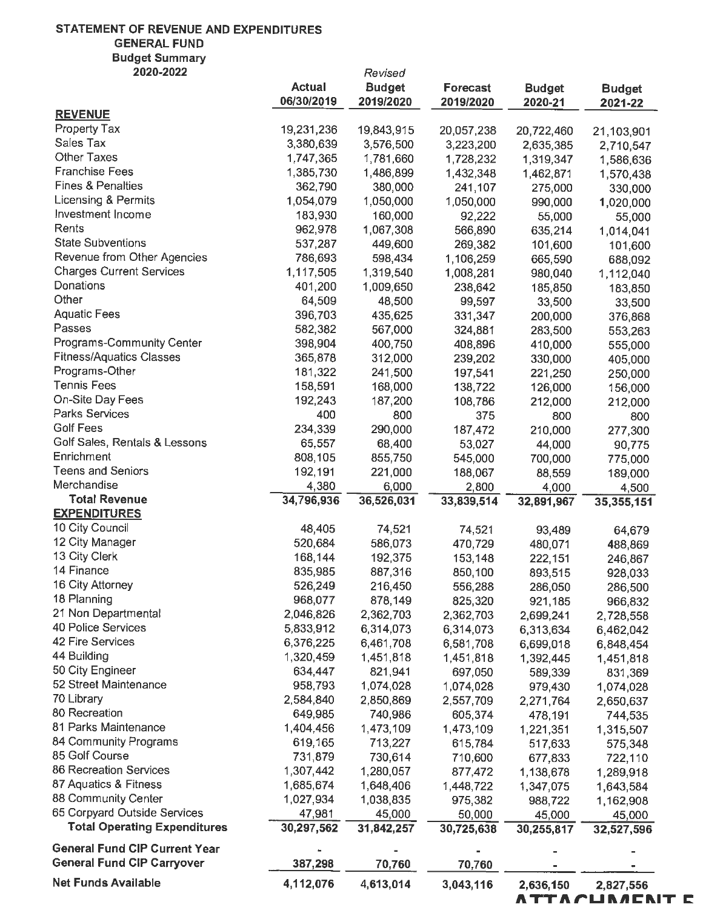# STATEMENT OF REVENUE AND EXPENDITURES
## GENERAL FUND
### Budget Summary
### 2020-2022

| | Actual 06/30/2019 | *Revised* Budget 2019/2020 | Forecast 2019/2020 | Budget 2020-21 | Budget 2021-22 |
|---|---|---|---|---|---|
| **REVENUE** | | | | | |
| Property Tax | 19,231,236 | 19,843,915 | 20,057,238 | 20,722,460 | 21,103,901 |
| Sales Tax | 3,380,639 | 3,576,500 | 3,223,200 | 2,635,385 | 2,710,547 |
| Other Taxes | 1,747,365 | 1,781,660 | 1,728,232 | 1,319,347 | 1,586,636 |
| Franchise Fees | 1,385,730 | 1,486,899 | 1,432,348 | 1,462,871 | 1,570,438 |
| Fines & Penalties | 362,790 | 380,000 | 241,107 | 275,000 | 330,000 |
| Licensing & Permits | 1,054,079 | 1,050,000 | 1,050,000 | 990,000 | 1,020,000 |
| Investment Income | 183,930 | 160,000 | 92,222 | 55,000 | 55,000 |
| Rents | 962,978 | 1,067,308 | 566,890 | 635,214 | 1,014,041 |
| State Subventions | 537,287 | 449,600 | 269,382 | 101,600 | 101,600 |
| Revenue from Other Agencies | 786,693 | 598,434 | 1,106,259 | 665,590 | 688,092 |
| Charges Current Services | 1,117,505 | 1,319,540 | 1,008,281 | 980,040 | 1,112,040 |
| Donations | 401,200 | 1,009,650 | 238,642 | 185,850 | 183,850 |
| Other | 64,509 | 48,500 | 99,597 | 33,500 | 33,500 |
| Aquatic Fees | 396,703 | 435,625 | 331,347 | 200,000 | 376,868 |
| Passes | 582,382 | 567,000 | 324,881 | 283,500 | 553,263 |
| Programs-Community Center | 398,904 | 400,750 | 408,896 | 410,000 | 555,000 |
| Fitness/Aquatics Classes | 365,878 | 312,000 | 239,202 | 330,000 | 405,000 |
| Programs-Other | 181,322 | 241,500 | 197,541 | 221,250 | 250,000 |
| Tennis Fees | 158,591 | 168,000 | 138,722 | 126,000 | 156,000 |
| On-Site Day Fees | 192,243 | 187,200 | 108,786 | 212,000 | 212,000 |
| Parks Services | 400 | 800 | 375 | 800 | 800 |
| Golf Fees | 234,339 | 290,000 | 187,472 | 210,000 | 277,300 |
| Golf Sales, Rentals & Lessons | 65,557 | 68,400 | 53,027 | 44,000 | 90,775 |
| Enrichment | 808,105 | 855,750 | 545,000 | 700,000 | 775,000 |
| Teens and Seniors | 192,191 | 221,000 | 188,067 | 88,559 | 189,000 |
| Merchandise | 4,380 | 6,000 | 2,800 | 4,000 | 4,500 |
| **Total Revenue** | **34,796,936** | **36,526,031** | **33,839,514** | **32,891,967** | **35,355,151** |
| **EXPENDITURES** | | | | | |
| 10 City Council | 48,405 | 74,521 | 74,521 | 93,489 | 64,679 |
| 12 City Manager | 520,684 | 586,073 | 470,729 | 480,071 | 488,869 |
| 13 City Clerk | 168,144 | 192,375 | 153,148 | 222,151 | 246,867 |
| 14 Finance | 835,985 | 887,316 | 850,100 | 893,515 | 928,033 |
| 16 City Attorney | 526,249 | 216,450 | 556,288 | 286,050 | 286,500 |
| 18 Planning | 968,077 | 878,149 | 825,320 | 921,185 | 966,832 |
| 21 Non Departmental | 2,046,826 | 2,362,703 | 2,362,703 | 2,699,241 | 2,728,558 |
| 40 Police Services | 5,833,912 | 6,314,073 | 6,314,073 | 6,313,634 | 6,462,042 |
| 42 Fire Services | 6,376,225 | 6,461,708 | 6,581,708 | 6,699,018 | 6,848,454 |
| 44 Building | 1,320,459 | 1,451,818 | 1,451,818 | 1,392,445 | 1,451,818 |
| 50 City Engineer | 634,447 | 821,941 | 697,050 | 589,339 | 831,369 |
| 52 Street Maintenance | 958,793 | 1,074,028 | 1,074,028 | 979,430 | 1,074,028 |
| 70 Library | 2,584,840 | 2,850,869 | 2,557,709 | 2,271,764 | 2,650,637 |
| 80 Recreation | 649,985 | 740,986 | 605,374 | 478,191 | 744,535 |
| 81 Parks Maintenance | 1,404,456 | 1,473,109 | 1,473,109 | 1,221,351 | 1,315,507 |
| 84 Community Programs | 619,165 | 713,227 | 615,784 | 517,633 | 575,348 |
| 85 Golf Course | 731,879 | 730,614 | 710,600 | 677,833 | 722,110 |
| 86 Recreation Services | 1,307,442 | 1,280,057 | 877,472 | 1,138,678 | 1,289,918 |
| 87 Aquatics & Fitness | 1,685,674 | 1,648,406 | 1,448,722 | 1,347,075 | 1,643,584 |
| 88 Community Center | 1,027,934 | 1,038,835 | 975,382 | 988,722 | 1,162,908 |
| 65 Corpyard Outside Services | 47,981 | 45,000 | 50,000 | 45,000 | 45,000 |
| **Total Operating Expenditures** | **30,297,562** | **31,842,257** | **30,725,638** | **30,255,817** | **32,527,596** |
| **General Fund CIP Current Year** | - | - | - | - | - |
| **General Fund CIP Carryover** | 387,298 | 70,760 | 70,760 | - | - |
| **Net Funds Available** | 4,112,076 | 4,613,014 | 3,043,116 | 2,636,150 | 2,827,556 |

ATTACHMENT 5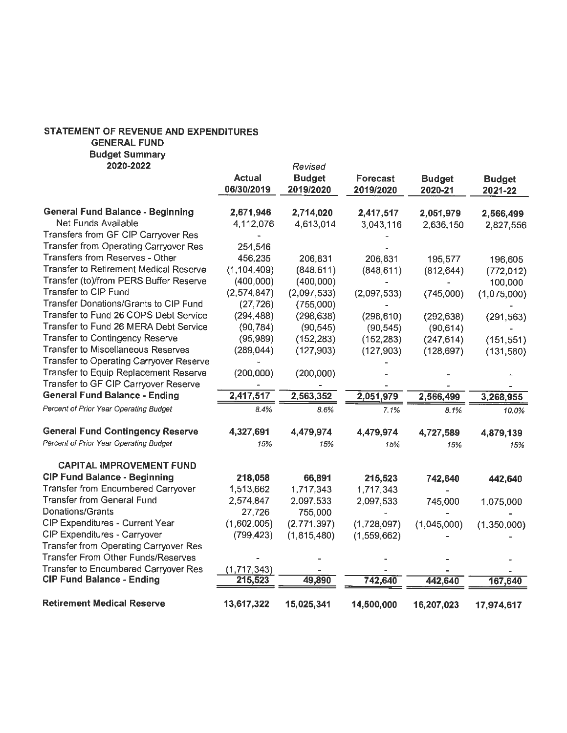## STATEMENT OF REVENUE AND EXPENDITURES
### GENERAL FUND
### Budget Summary
### 2020-2022

| | Actual 06/30/2019 | *Revised* Budget 2019/2020 | Forecast 2019/2020 | Budget 2020-21 | Budget 2021-22 |
|---|---|---|---|---|---|
| **General Fund Balance - Beginning** | **2,671,946** | **2,714,020** | **2,417,517** | **2,051,979** | **2,566,499** |
| Net Funds Available | 4,112,076 | 4,613,014 | 3,043,116 | 2,636,150 | 2,827,556 |
| Transfers from GF CIP Carryover Res | - | | - | | |
| Transfer from Operating Carryover Res | 254,546 | | - | | |
| Transfers from Reserves - Other | 456,235 | 206,831 | 206,831 | 195,577 | 196,605 |
| Transfer to Retirement Medical Reserve | (1,104,409) | (848,611) | (848,611) | (812,644) | (772,012) |
| Transfer (to)/from PERS Buffer Reserve | (400,000) | (400,000) | - | - | 100,000 |
| Transfer to CIP Fund | (2,574,847) | (2,097,533) | (2,097,533) | (745,000) | (1,075,000) |
| Transfer Donations/Grants to CIP Fund | (27,726) | (755,000) | - | | - |
| Transfer to Fund 26 COPS Debt Service | (294,488) | (298,638) | (298,610) | (292,638) | (291,563) |
| Transfer to Fund 26 MERA Debt Service | (90,784) | (90,545) | (90,545) | (90,614) | - |
| Transfer to Contingency Reserve | (95,989) | (152,283) | (152,283) | (247,614) | (151,551) |
| Transfer to Miscellaneous Reserves | (289,044) | (127,903) | (127,903) | (128,697) | (131,580) |
| Transfer to Operating Carryover Reserve | - | | - | | |
| Transfer to Equip Replacement Reserve | (200,000) | (200,000) | - | - | - |
| Transfer to GF CIP Carryover Reserve | - | - | - | - | - |
| **General Fund Balance - Ending** | **2,417,517** | **2,563,352** | **2,051,979** | **2,566,499** | **3,268,955** |
| *Percent of Prior Year Operating Budget* | *8.4%* | *8.6%* | *7.1%* | *8.1%* | *10.0%* |
| | | | | | |
| **General Fund Contingency Reserve** | **4,327,691** | **4,479,974** | **4,479,974** | **4,727,589** | **4,879,139** |
| *Percent of Prior Year Operating Budget* | *15%* | *15%* | *15%* | *15%* | *15%* |
| | | | | | |
| **CAPITAL IMPROVEMENT FUND** | | | | | |
| **CIP Fund Balance - Beginning** | **218,058** | **66,891** | **215,523** | **742,640** | **442,640** |
| Transfer from Encumbered Carryover | 1,513,662 | 1,717,343 | 1,717,343 | - | |
| Transfer from General Fund | 2,574,847 | 2,097,533 | 2,097,533 | 745,000 | 1,075,000 |
| Donations/Grants | 27,726 | 755,000 | - | - | - |
| CIP Expenditures - Current Year | (1,602,005) | (2,771,397) | (1,728,097) | (1,045,000) | (1,350,000) |
| CIP Expenditures - Carryover | (799,423) | (1,815,480) | (1,559,662) | - | - |
| Transfer from Operating Carryover Res | | | | | |
| Transfer From Other Funds/Reserves | - | - | - | - | - |
| Transfer to Encumbered Carryover Res | (1,717,343) | - | - | - | - |
| **CIP Fund Balance - Ending** | **215,523** | **49,890** | **742,640** | **442,640** | **167,640** |
| | | | | | |
| **Retirement Medical Reserve** | **13,617,322** | **15,025,341** | **14,500,000** | **16,207,023** | **17,974,617** |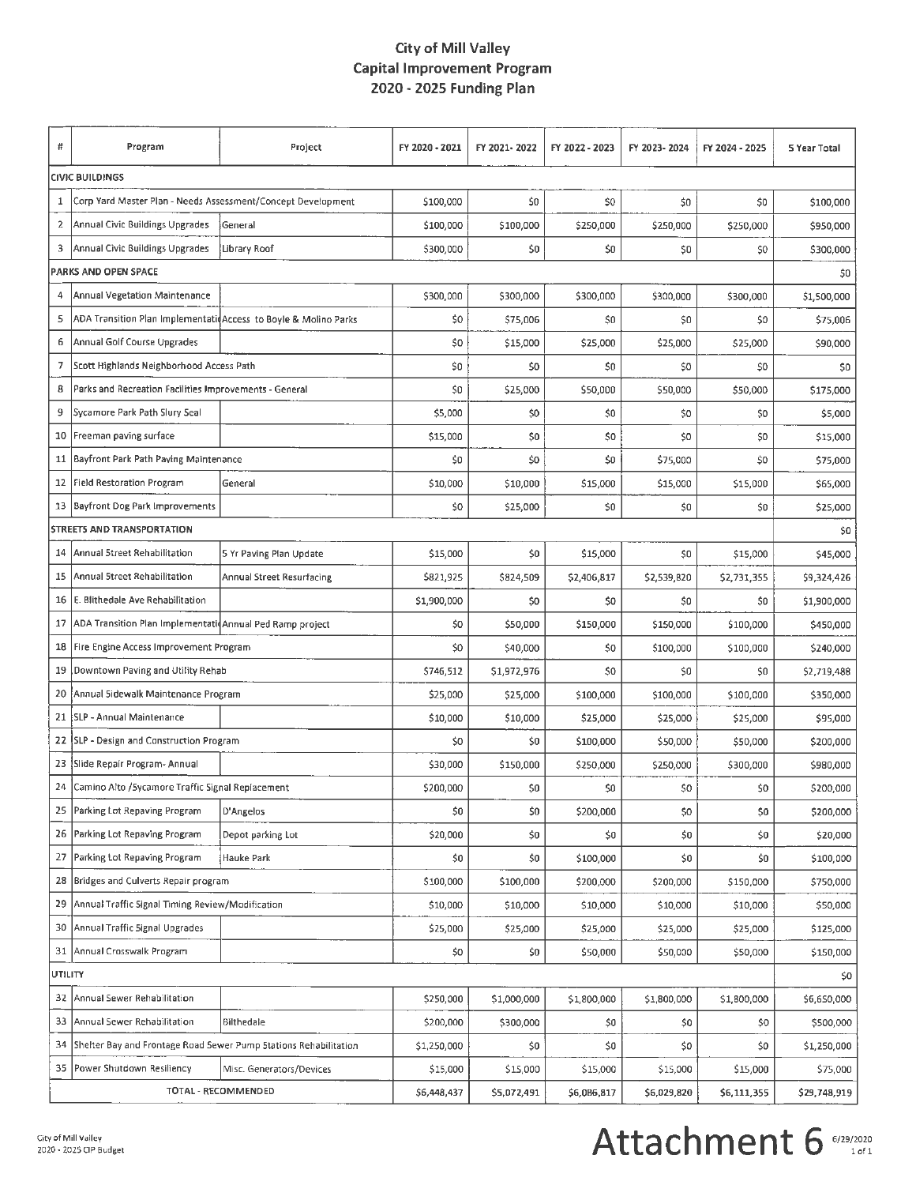# City of Mill Valley
## Capital Improvement Program
## 2020 - 2025 Funding Plan

| # | Program | Project | FY 2020 - 2021 | FY 2021- 2022 | FY 2022 - 2023 | FY 2023- 2024 | FY 2024 - 2025 | 5 Year Total |
|---|---|---|---|---|---|---|---|---|
| **CIVIC BUILDINGS** | | | | | | | | |
| 1 | Corp Yard Master Plan - Needs Assessment/Concept Development | | $100,000 | $0 | $0 | $0 | $0 | $100,000 |
| 2 | Annual Civic Buildings Upgrades | General | $100,000 | $100,000 | $250,000 | $250,000 | $250,000 | $950,000 |
| 3 | Annual Civic Buildings Upgrades | Library Roof | $300,000 | $0 | $0 | $0 | $0 | $300,000 |
| **PARKS AND OPEN SPACE** | | | | | | | | $0 |
| 4 | Annual Vegetation Maintenance | | $300,000 | $300,000 | $300,000 | $300,000 | $300,000 | $1,500,000 |
| 5 | ADA Transition Plan Implementatio | Access to Boyle & Molino Parks | $0 | $75,006 | $0 | $0 | $0 | $75,006 |
| 6 | Annual Golf Course Upgrades | | $0 | $15,000 | $25,000 | $25,000 | $25,000 | $90,000 |
| 7 | Scott Highlands Neighborhood Access Path | | $0 | $0 | $0 | $0 | $0 | $0 |
| 8 | Parks and Recreation Facilities Improvements - General | | $0 | $25,000 | $50,000 | $50,000 | $50,000 | $175,000 |
| 9 | Sycamore Park Path Slury Seal | | $5,000 | $0 | $0 | $0 | $0 | $5,000 |
| 10 | Freeman paving surface | | $15,000 | $0 | $0 | $0 | $0 | $15,000 |
| 11 | Bayfront Park Path Paving Maintenance | | $0 | $0 | $0 | $75,000 | $0 | $75,000 |
| 12 | Field Restoration Program | General | $10,000 | $10,000 | $15,000 | $15,000 | $15,000 | $65,000 |
| 13 | Bayfront Dog Park Improvements | | $0 | $25,000 | $0 | $0 | $0 | $25,000 |
| **STREETS AND TRANSPORTATION** | | | | | | | | $0 |
| 14 | Annual Street Rehabilitation | 5 Yr Paving Plan Update | $15,000 | $0 | $15,000 | $0 | $15,000 | $45,000 |
| 15 | Annual Street Rehabilitation | Annual Street Resurfacing | $821,925 | $824,509 | $2,406,817 | $2,539,820 | $2,731,355 | $9,324,426 |
| 16 | E. Blithedale Ave Rehabilitation | | $1,900,000 | $0 | $0 | $0 | $0 | $1,900,000 |
| 17 | ADA Transition Plan Implementatio | Annual Ped Ramp project | $0 | $50,000 | $150,000 | $150,000 | $100,000 | $450,000 |
| 18 | Fire Engine Access Improvement Program | | $0 | $40,000 | $0 | $100,000 | $100,000 | $240,000 |
| 19 | Downtown Paving and Utility Rehab | | $746,512 | $1,972,976 | $0 | $0 | $0 | $2,719,488 |
| 20 | Annual Sidewalk Maintenance Program | | $25,000 | $25,000 | $100,000 | $100,000 | $100,000 | $350,000 |
| 21 | SLP - Annual Maintenance | | $10,000 | $10,000 | $25,000 | $25,000 | $25,000 | $95,000 |
| 22 | SLP - Design and Construction Program | | $0 | $0 | $100,000 | $50,000 | $50,000 | $200,000 |
| 23 | Slide Repair Program- Annual | | $30,000 | $150,000 | $250,000 | $250,000 | $300,000 | $980,000 |
| 24 | Camino Alto /Sycamore Traffic Signal Replacement | | $200,000 | $0 | $0 | $0 | $0 | $200,000 |
| 25 | Parking Lot Repaving Program | D'Angelos | $0 | $0 | $200,000 | $0 | $0 | $200,000 |
| 26 | Parking Lot Repaving Program | Depot parking Lot | $20,000 | $0 | $0 | $0 | $0 | $20,000 |
| 27 | Parking Lot Repaving Program | Hauke Park | $0 | $0 | $100,000 | $0 | $0 | $100,000 |
| 28 | Bridges and Culverts Repair program | | $100,000 | $100,000 | $200,000 | $200,000 | $150,000 | $750,000 |
| 29 | Annual Traffic Signal Timing Review/Modification | | $10,000 | $10,000 | $10,000 | $10,000 | $10,000 | $50,000 |
| 30 | Annual Traffic Signal Upgrades | | $25,000 | $25,000 | $25,000 | $25,000 | $25,000 | $125,000 |
| 31 | Annual Crosswalk Program | | $0 | $0 | $50,000 | $50,000 | $50,000 | $150,000 |
| **UTILITY** | | | | | | | | $0 |
| 32 | Annual Sewer Rehabilitation | | $250,000 | $1,000,000 | $1,800,000 | $1,800,000 | $1,800,000 | $6,650,000 |
| 33 | Annual Sewer Rehabilitation | Blithedale | $200,000 | $300,000 | $0 | $0 | $0 | $500,000 |
| 34 | Shelter Bay and Frontage Road Sewer Pump Stations Rehabilitation | | $1,250,000 | $0 | $0 | $0 | $0 | $1,250,000 |
| 35 | Power Shutdown Resiliency | Misc. Generators/Devices | $15,000 | $15,000 | $15,000 | $15,000 | $15,000 | $75,000 |
| | TOTAL - RECOMMENDED | | $6,448,437 | $5,072,491 | $6,086,817 | $6,029,820 | $6,111,355 | $29,748,919 |

City of Mill Valley
2020 - 2025 CIP Budget

# Attachment 6

6/29/2020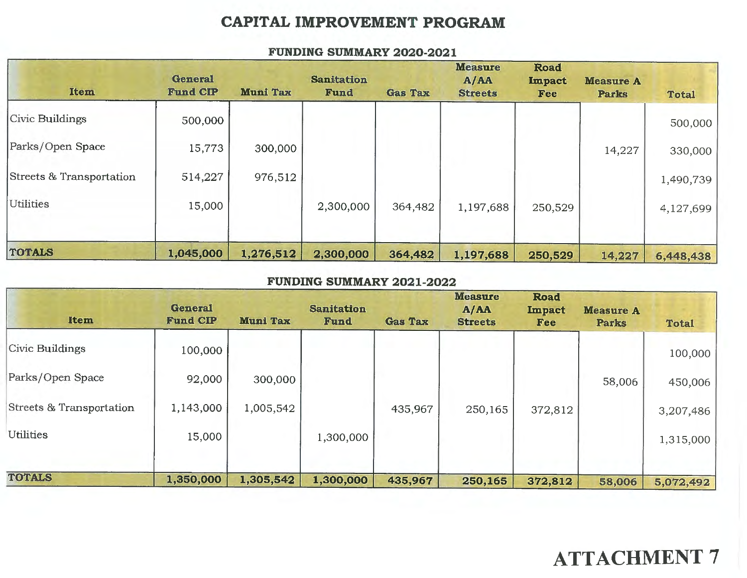# CAPITAL IMPROVEMENT PROGRAM

## FUNDING SUMMARY 2020-2021

| Item | General Fund CIP | Muni Tax | Sanitation Fund | Gas Tax | Measure A/AA Streets | Road Impact Fee | Measure A Parks | Total |
|---|---|---|---|---|---|---|---|---|
| Civic Buildings | 500,000 | | | | | | | 500,000 |
| Parks/Open Space | 15,773 | 300,000 | | | | | 14,227 | 330,000 |
| Streets & Transportation | 514,227 | 976,512 | | | | | | 1,490,739 |
| Utilities | 15,000 | | 2,300,000 | 364,482 | 1,197,688 | 250,529 | | 4,127,699 |
| **TOTALS** | **1,045,000** | **1,276,512** | **2,300,000** | **364,482** | **1,197,688** | **250,529** | **14,227** | **6,448,438** |

## FUNDING SUMMARY 2021-2022

| Item | General Fund CIP | Muni Tax | Sanitation Fund | Gas Tax | Measure A/AA Streets | Road Impact Fee | Measure A Parks | Total |
|---|---|---|---|---|---|---|---|---|
| Civic Buildings | 100,000 | | | | | | | 100,000 |
| Parks/Open Space | 92,000 | 300,000 | | | | | 58,006 | 450,006 |
| Streets & Transportation | 1,143,000 | 1,005,542 | | 435,967 | 250,165 | 372,812 | | 3,207,486 |
| Utilities | 15,000 | | 1,300,000 | | | | | 1,315,000 |
| **TOTALS** | **1,350,000** | **1,305,542** | **1,300,000** | **435,967** | **250,165** | **372,812** | **58,006** | **5,072,492** |

# ATTACHMENT 7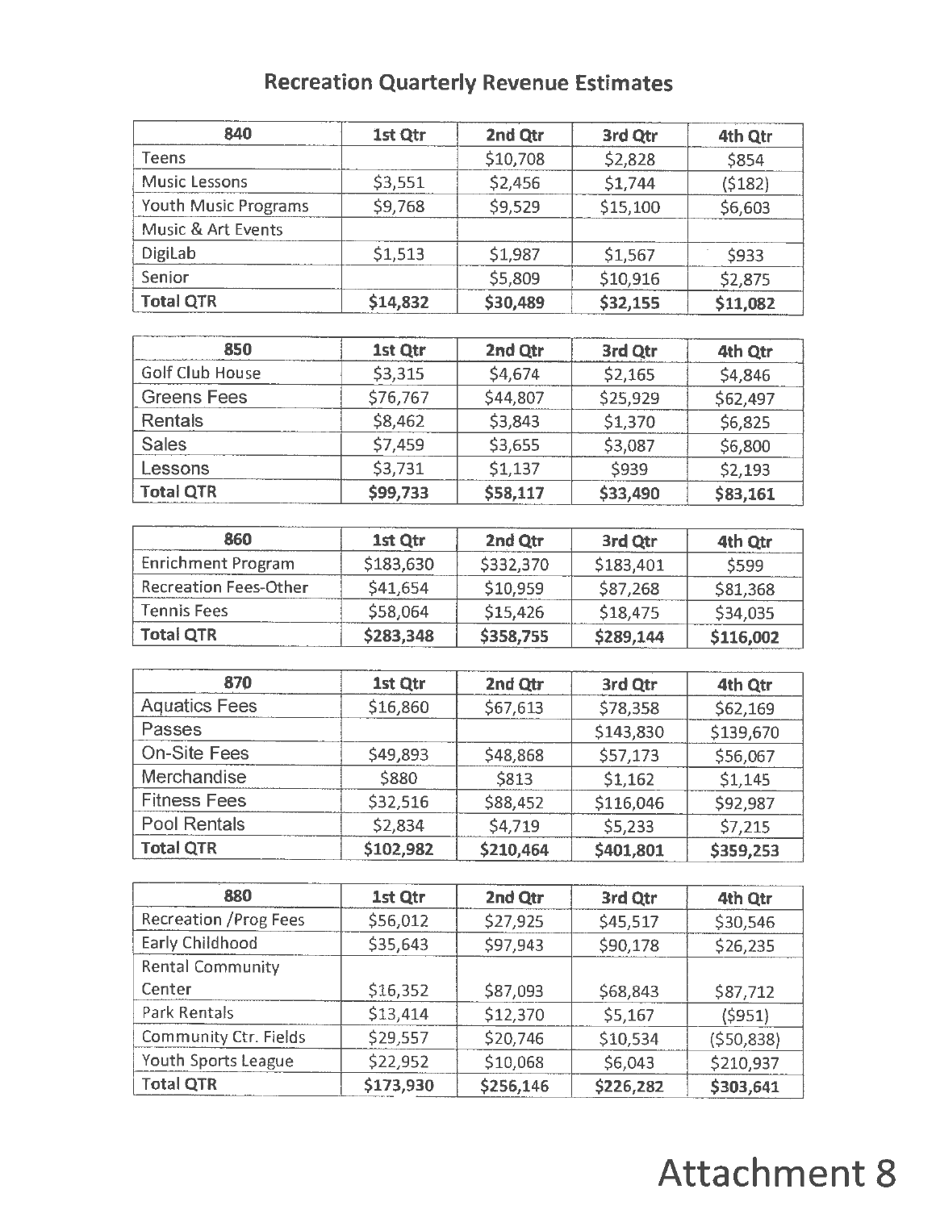## Recreation Quarterly Revenue Estimates

| 840 | 1st Qtr | 2nd Qtr | 3rd Qtr | 4th Qtr |
|---|---|---|---|---|
| Teens | | $10,708 | $2,828 | $854 |
| Music Lessons | $3,551 | $2,456 | $1,744 | ($182) |
| Youth Music Programs | $9,768 | $9,529 | $15,100 | $6,603 |
| Music & Art Events | | | | |
| DigiLab | $1,513 | $1,987 | $1,567 | $933 |
| Senior | | $5,809 | $10,916 | $2,875 |
| **Total QTR** | **$14,832** | **$30,489** | **$32,155** | **$11,082** |

| 850 | 1st Qtr | 2nd Qtr | 3rd Qtr | 4th Qtr |
|---|---|---|---|---|
| Golf Club House | $3,315 | $4,674 | $2,165 | $4,846 |
| Greens Fees | $76,767 | $44,807 | $25,929 | $62,497 |
| Rentals | $8,462 | $3,843 | $1,370 | $6,825 |
| Sales | $7,459 | $3,655 | $3,087 | $6,800 |
| Lessons | $3,731 | $1,137 | $939 | $2,193 |
| **Total QTR** | **$99,733** | **$58,117** | **$33,490** | **$83,161** |

| 860 | 1st Qtr | 2nd Qtr | 3rd Qtr | 4th Qtr |
|---|---|---|---|---|
| Enrichment Program | $183,630 | $332,370 | $183,401 | $599 |
| Recreation Fees-Other | $41,654 | $10,959 | $87,268 | $81,368 |
| Tennis Fees | $58,064 | $15,426 | $18,475 | $34,035 |
| **Total QTR** | **$283,348** | **$358,755** | **$289,144** | **$116,002** |

| 870 | 1st Qtr | 2nd Qtr | 3rd Qtr | 4th Qtr |
|---|---|---|---|---|
| Aquatics Fees | $16,860 | $67,613 | $78,358 | $62,169 |
| Passes | | | $143,830 | $139,670 |
| On-Site Fees | $49,893 | $48,868 | $57,173 | $56,067 |
| Merchandise | $880 | $813 | $1,162 | $1,145 |
| Fitness Fees | $32,516 | $88,452 | $116,046 | $92,987 |
| Pool Rentals | $2,834 | $4,719 | $5,233 | $7,215 |
| **Total QTR** | **$102,982** | **$210,464** | **$401,801** | **$359,253** |

| 880 | 1st Qtr | 2nd Qtr | 3rd Qtr | 4th Qtr |
|---|---|---|---|---|
| Recreation /Prog Fees | $56,012 | $27,925 | $45,517 | $30,546 |
| Early Childhood | $35,643 | $97,943 | $90,178 | $26,235 |
| Rental Community Center | $16,352 | $87,093 | $68,843 | $87,712 |
| Park Rentals | $13,414 | $12,370 | $5,167 | ($951) |
| Community Ctr. Fields | $29,557 | $20,746 | $10,534 | ($50,838) |
| Youth Sports League | $22,952 | $10,068 | $6,043 | $210,937 |
| Total QTR | $173,930 | $256,146 | $226,282 | $303,641 |

Attachment 8